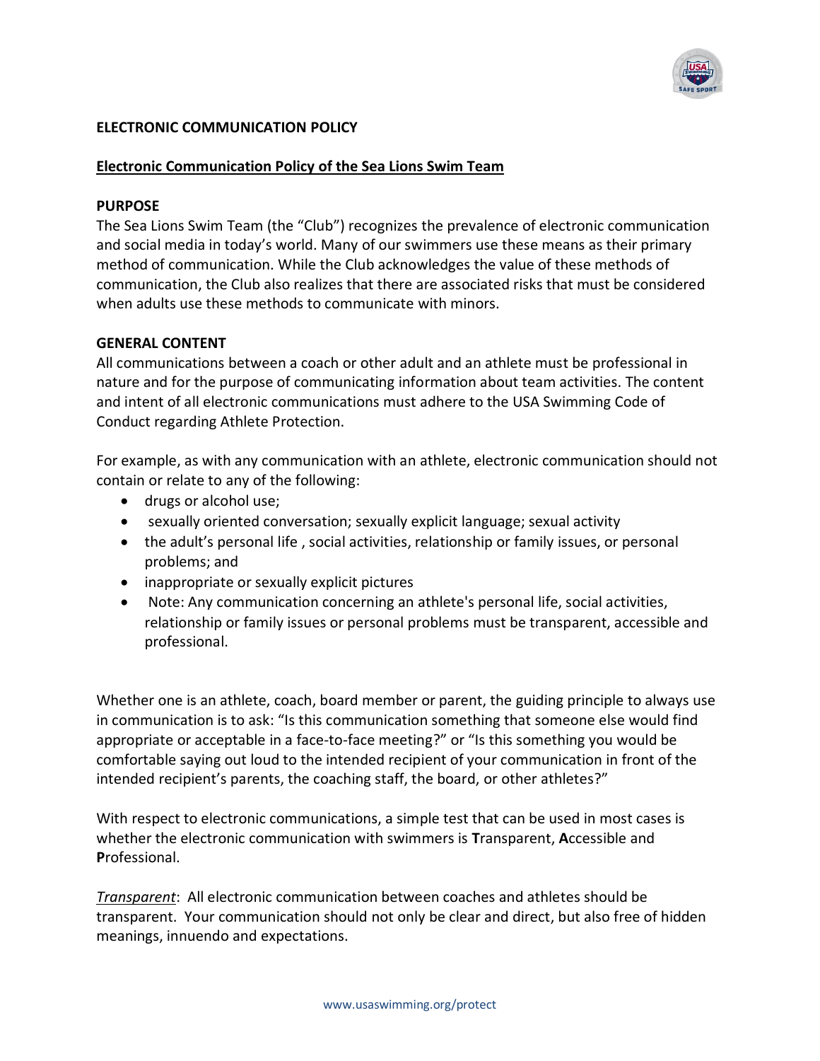# ELECTRONIC COMMUNICATION POLICY

## Electronic Communication Policy of the Sea Lions Swim Team

### PURPOSE

The Sea Lions Swim Team (the "Club") recognizes the prevalence of electronic communication and social media in today's world. Many of our swimmers use these means as their primary method of communication. While the Club acknowledges the value of these methods of communication, the Club also realizes that there are associated risks that must be considered when adults use these methods to communicate with minors.

### GENERAL CONTENT

All communications between a coach or other adult and an athlete must be professional in nature and for the purpose of communicating information about team activities. The content and intent of all electronic communications must adhere to the USA Swimming Code of Conduct regarding Athlete Protection.

For example, as with any communication with an athlete, electronic communication should not contain or relate to any of the following:

- drugs or alcohol use;
- sexually oriented conversation; sexually explicit language; sexual activity
- the adult's personal life , social activities, relationship or family issues, or personal problems; and
- inappropriate or sexually explicit pictures
- Note: Any communication concerning an athlete's personal life, social activities, relationship or family issues or personal problems must be transparent, accessible and professional.

Whether one is an athlete, coach, board member or parent, the guiding principle to always use in communication is to ask: "Is this communication something that someone else would find appropriate or acceptable in a face-to-face meeting?" or "Is this something you would be comfortable saying out loud to the intended recipient of your communication in front of the intended recipient's parents, the coaching staff, the board, or other athletes?"

With respect to electronic communications, a simple test that can be used in most cases is whether the electronic communication with swimmers is **T**ransparent, **A**ccessible and **P**rofessional.

*Transparent*: All electronic communication between coaches and athletes should be transparent. Your communication should not only be clear and direct, but also free of hidden meanings, innuendo and expectations.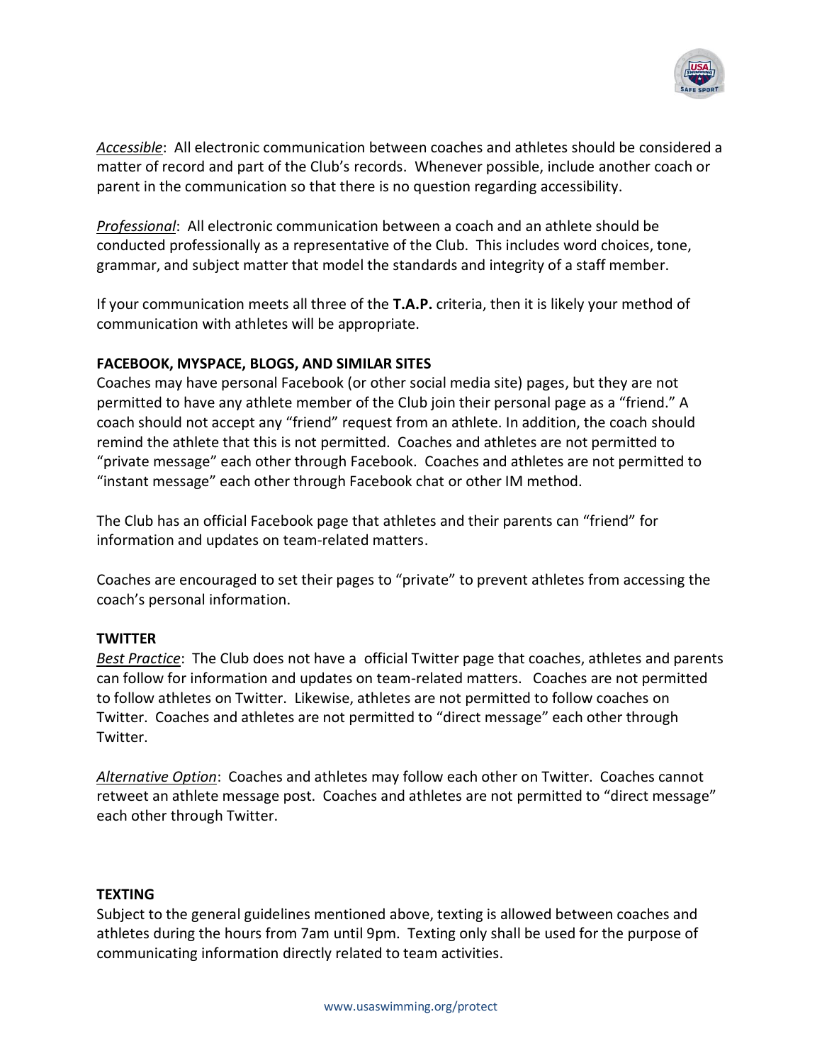*Accessible*: All electronic communication between coaches and athletes should be considered a matter of record and part of the Club's records. Whenever possible, include another coach or parent in the communication so that there is no question regarding accessibility.

*Professional*: All electronic communication between a coach and an athlete should be conducted professionally as a representative of the Club. This includes word choices, tone, grammar, and subject matter that model the standards and integrity of a staff member.

If your communication meets all three of the **T.A.P.** criteria, then it is likely your method of communication with athletes will be appropriate.

**FACEBOOK, MYSPACE, BLOGS, AND SIMILAR SITES**

Coaches may have personal Facebook (or other social media site) pages, but they are not permitted to have any athlete member of the Club join their personal page as a "friend." A coach should not accept any "friend" request from an athlete. In addition, the coach should remind the athlete that this is not permitted. Coaches and athletes are not permitted to "private message" each other through Facebook. Coaches and athletes are not permitted to "instant message" each other through Facebook chat or other IM method.

The Club has an official Facebook page that athletes and their parents can "friend" for information and updates on team-related matters.

Coaches are encouraged to set their pages to "private" to prevent athletes from accessing the coach's personal information.

**TWITTER**

*Best Practice*: The Club does not have a official Twitter page that coaches, athletes and parents can follow for information and updates on team-related matters. Coaches are not permitted to follow athletes on Twitter. Likewise, athletes are not permitted to follow coaches on Twitter. Coaches and athletes are not permitted to "direct message" each other through Twitter.

*Alternative Option*: Coaches and athletes may follow each other on Twitter. Coaches cannot retweet an athlete message post. Coaches and athletes are not permitted to "direct message" each other through Twitter.

**TEXTING**

Subject to the general guidelines mentioned above, texting is allowed between coaches and athletes during the hours from 7am until 9pm. Texting only shall be used for the purpose of communicating information directly related to team activities.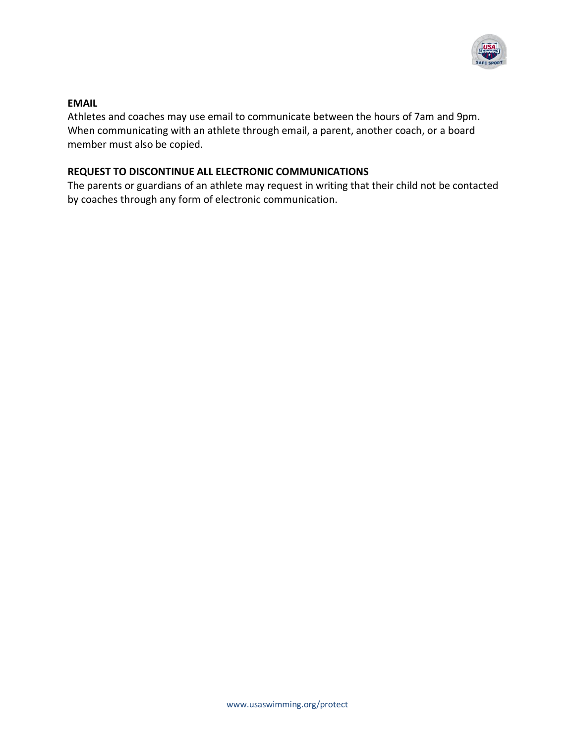## EMAIL

Athletes and coaches may use email to communicate between the hours of 7am and 9pm. When communicating with an athlete through email, a parent, another coach, or a board member must also be copied.

## REQUEST TO DISCONTINUE ALL ELECTRONIC COMMUNICATIONS

The parents or guardians of an athlete may request in writing that their child not be contacted by coaches through any form of electronic communication.